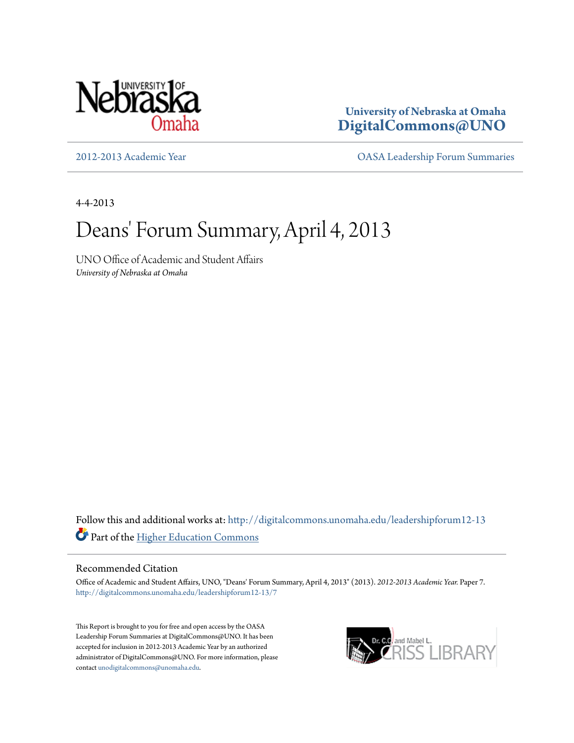University of Nebraska at Omaha
**DigitalCommons@UNO**

2012-2013 Academic Year

OASA Leadership Forum Summaries

4-4-2013

# Deans' Forum Summary, April 4, 2013

UNO Office of Academic and Student Affairs
*University of Nebraska at Omaha*

Follow this and additional works at: http://digitalcommons.unomaha.edu/leadershipforum12-13

Part of the Higher Education Commons

## Recommended Citation

Office of Academic and Student Affairs, UNO, "Deans' Forum Summary, April 4, 2013" (2013). *2012-2013 Academic Year.* Paper 7.
http://digitalcommons.unomaha.edu/leadershipforum12-13/7

This Report is brought to you for free and open access by the OASA Leadership Forum Summaries at DigitalCommons@UNO. It has been accepted for inclusion in 2012-2013 Academic Year by an authorized administrator of DigitalCommons@UNO. For more information, please contact unodigitalcommons@unomaha.edu.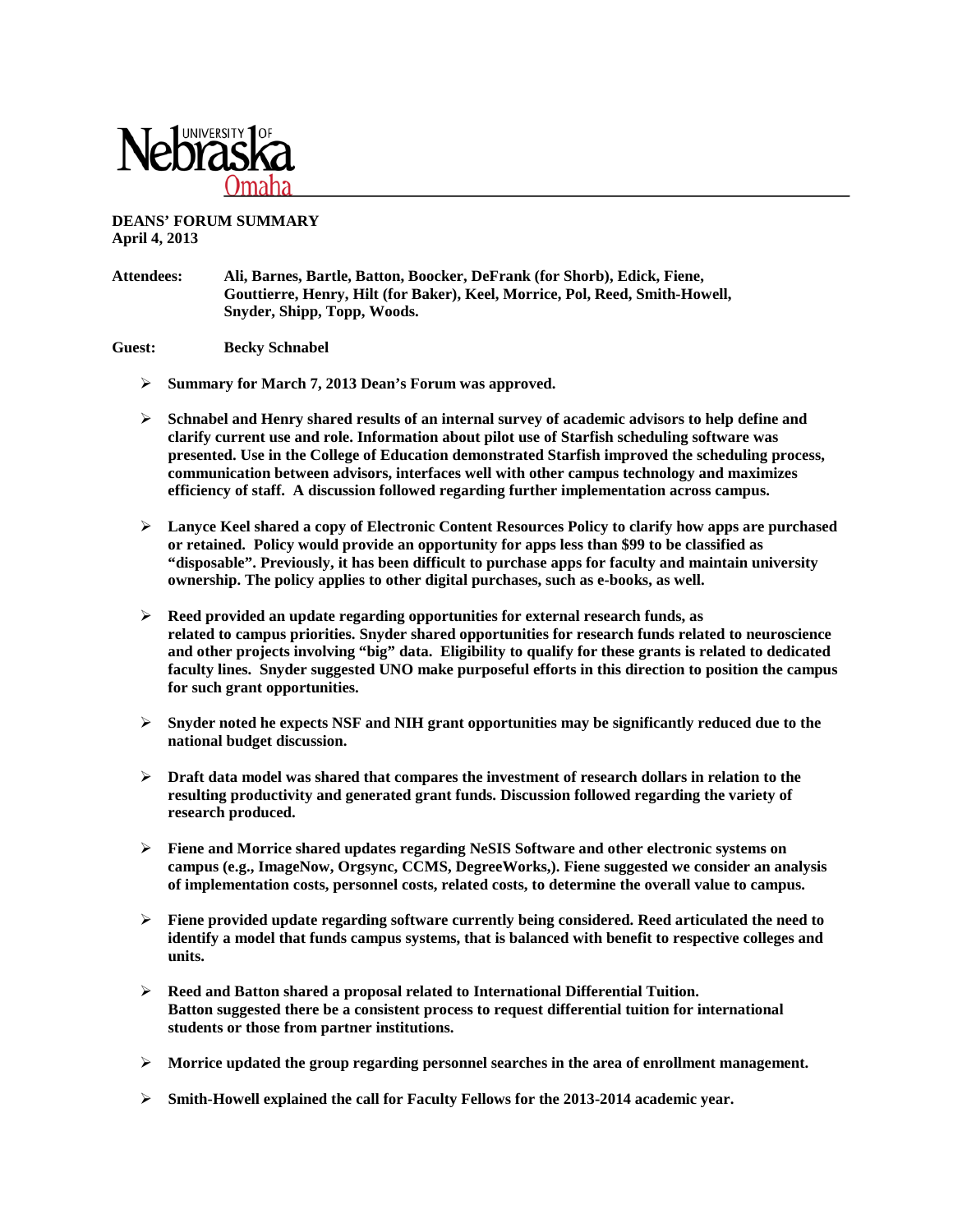**DEANS' FORUM SUMMARY**
**April 4, 2013**

**Attendees:** **Ali, Barnes, Bartle, Batton, Boocker, DeFrank (for Shorb), Edick, Fiene, Gouttierre, Henry, Hilt (for Baker), Keel, Morrice, Pol, Reed, Smith-Howell, Snyder, Shipp, Topp, Woods.**

**Guest:** **Becky Schnabel**

- **Summary for March 7, 2013 Dean's Forum was approved.**
- **Schnabel and Henry shared results of an internal survey of academic advisors to help define and clarify current use and role. Information about pilot use of Starfish scheduling software was presented. Use in the College of Education demonstrated Starfish improved the scheduling process, communication between advisors, interfaces well with other campus technology and maximizes efficiency of staff. A discussion followed regarding further implementation across campus.**
- **Lanyce Keel shared a copy of Electronic Content Resources Policy to clarify how apps are purchased or retained. Policy would provide an opportunity for apps less than $99 to be classified as "disposable". Previously, it has been difficult to purchase apps for faculty and maintain university ownership. The policy applies to other digital purchases, such as e-books, as well.**
- **Reed provided an update regarding opportunities for external research funds, as related to campus priorities. Snyder shared opportunities for research funds related to neuroscience and other projects involving "big" data. Eligibility to qualify for these grants is related to dedicated faculty lines. Snyder suggested UNO make purposeful efforts in this direction to position the campus for such grant opportunities.**
- **Snyder noted he expects NSF and NIH grant opportunities may be significantly reduced due to the national budget discussion.**
- **Draft data model was shared that compares the investment of research dollars in relation to the resulting productivity and generated grant funds. Discussion followed regarding the variety of research produced.**
- **Fiene and Morrice shared updates regarding NeSIS Software and other electronic systems on campus (e.g., ImageNow, Orgsync, CCMS, DegreeWorks,). Fiene suggested we consider an analysis of implementation costs, personnel costs, related costs, to determine the overall value to campus.**
- **Fiene provided update regarding software currently being considered. Reed articulated the need to identify a model that funds campus systems, that is balanced with benefit to respective colleges and units.**
- **Reed and Batton shared a proposal related to International Differential Tuition. Batton suggested there be a consistent process to request differential tuition for international students or those from partner institutions.**
- **Morrice updated the group regarding personnel searches in the area of enrollment management.**
- **Smith-Howell explained the call for Faculty Fellows for the 2013-2014 academic year.**